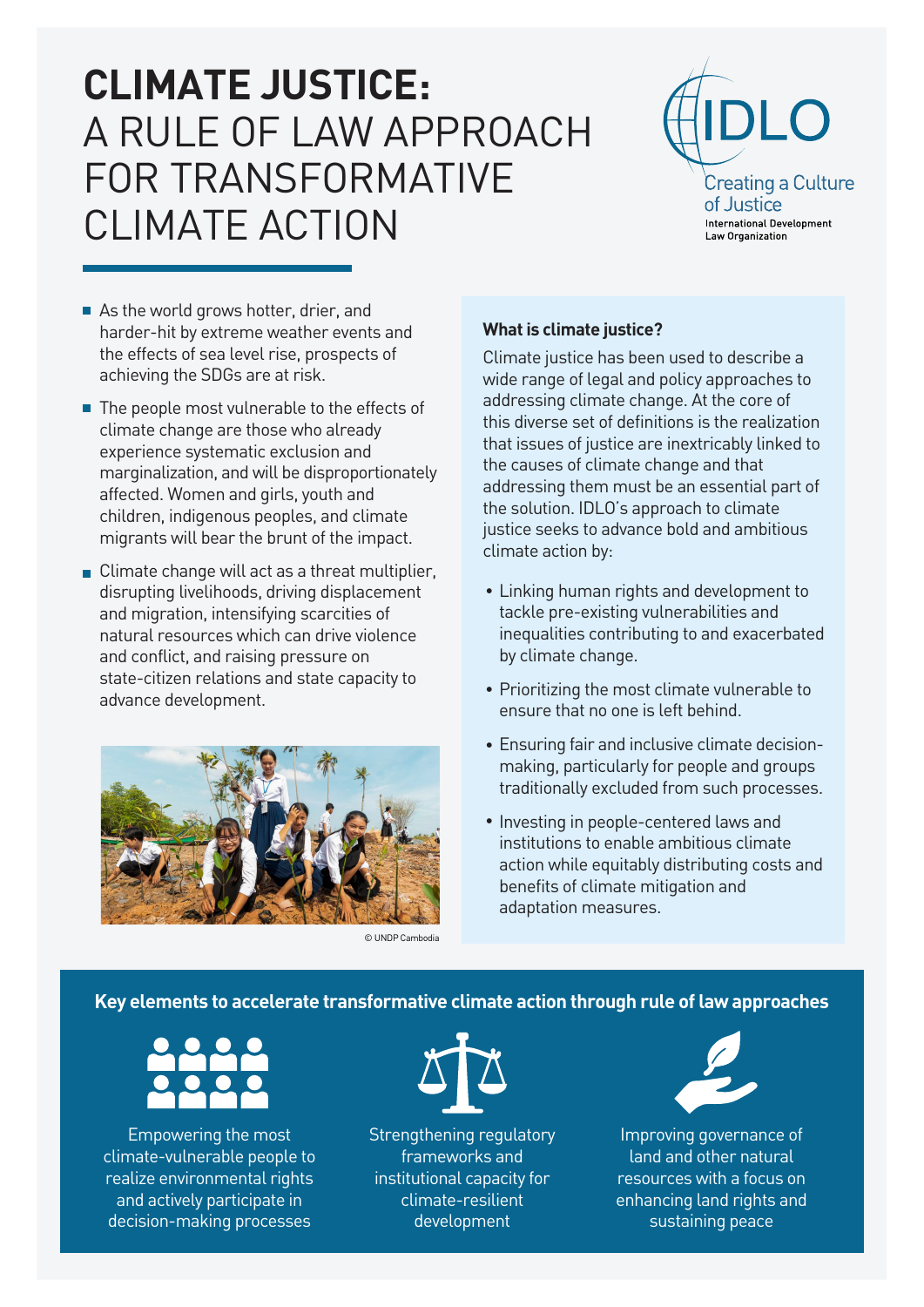# CLIMATE JUSTICE: A RULE OF LAW APPROACH FOR TRANSFORMATIVE CLIMATE ACTION

IDLO
Creating a Culture of Justice
International Development Law Organization

- As the world grows hotter, drier, and harder-hit by extreme weather events and the effects of sea level rise, prospects of achieving the SDGs are at risk.
- The people most vulnerable to the effects of climate change are those who already experience systematic exclusion and marginalization, and will be disproportionately affected. Women and girls, youth and children, indigenous peoples, and climate migrants will bear the brunt of the impact.
- Climate change will act as a threat multiplier, disrupting livelihoods, driving displacement and migration, intensifying scarcities of natural resources which can drive violence and conflict, and raising pressure on state-citizen relations and state capacity to advance development.

© UNDP Cambodia

**What is climate justice?**

Climate justice has been used to describe a wide range of legal and policy approaches to addressing climate change. At the core of this diverse set of definitions is the realization that issues of justice are inextricably linked to the causes of climate change and that addressing them must be an essential part of the solution. IDLO's approach to climate justice seeks to advance bold and ambitious climate action by:

- Linking human rights and development to tackle pre-existing vulnerabilities and inequalities contributing to and exacerbated by climate change.
- Prioritizing the most climate vulnerable to ensure that no one is left behind.
- Ensuring fair and inclusive climate decision-making, particularly for people and groups traditionally excluded from such processes.
- Investing in people-centered laws and institutions to enable ambitious climate action while equitably distributing costs and benefits of climate mitigation and adaptation measures.

**Key elements to accelerate transformative climate action through rule of law approaches**

- Empowering the most climate-vulnerable people to realize environmental rights and actively participate in decision-making processes
- Strengthening regulatory frameworks and institutional capacity for climate-resilient development
- Improving governance of land and other natural resources with a focus on enhancing land rights and sustaining peace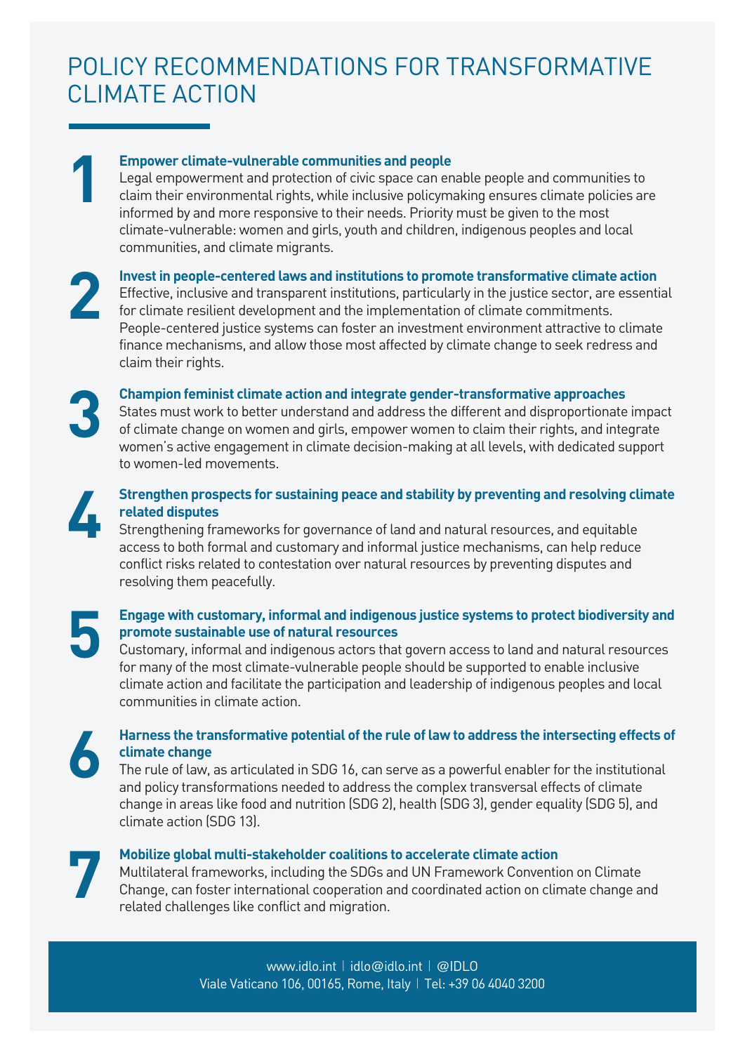# POLICY RECOMMENDATIONS FOR TRANSFORMATIVE CLIMATE ACTION

## 1

**Empower climate-vulnerable communities and people**

Legal empowerment and protection of civic space can enable people and communities to claim their environmental rights, while inclusive policymaking ensures climate policies are informed by and more responsive to their needs. Priority must be given to the most climate-vulnerable: women and girls, youth and children, indigenous peoples and local communities, and climate migrants.

## 2

**Invest in people-centered laws and institutions to promote transformative climate action**

Effective, inclusive and transparent institutions, particularly in the justice sector, are essential for climate resilient development and the implementation of climate commitments. People-centered justice systems can foster an investment environment attractive to climate finance mechanisms, and allow those most affected by climate change to seek redress and claim their rights.

## 3

**Champion feminist climate action and integrate gender-transformative approaches**

States must work to better understand and address the different and disproportionate impact of climate change on women and girls, empower women to claim their rights, and integrate women's active engagement in climate decision-making at all levels, with dedicated support to women-led movements.

## 4

**Strengthen prospects for sustaining peace and stability by preventing and resolving climate related disputes**

Strengthening frameworks for governance of land and natural resources, and equitable access to both formal and customary and informal justice mechanisms, can help reduce conflict risks related to contestation over natural resources by preventing disputes and resolving them peacefully.

## 5

**Engage with customary, informal and indigenous justice systems to protect biodiversity and promote sustainable use of natural resources**

Customary, informal and indigenous actors that govern access to land and natural resources for many of the most climate-vulnerable people should be supported to enable inclusive climate action and facilitate the participation and leadership of indigenous peoples and local communities in climate action.

## 6

**Harness the transformative potential of the rule of law to address the intersecting effects of climate change**

The rule of law, as articulated in SDG 16, can serve as a powerful enabler for the institutional and policy transformations needed to address the complex transversal effects of climate change in areas like food and nutrition (SDG 2), health (SDG 3), gender equality (SDG 5), and climate action (SDG 13).

## 7

**Mobilize global multi-stakeholder coalitions to accelerate climate action**

Multilateral frameworks, including the SDGs and UN Framework Convention on Climate Change, can foster international cooperation and coordinated action on climate change and related challenges like conflict and migration.

www.idlo.int | idlo@idlo.int | @IDLO
Viale Vaticano 106, 00165, Rome, Italy | Tel: +39 06 4040 3200